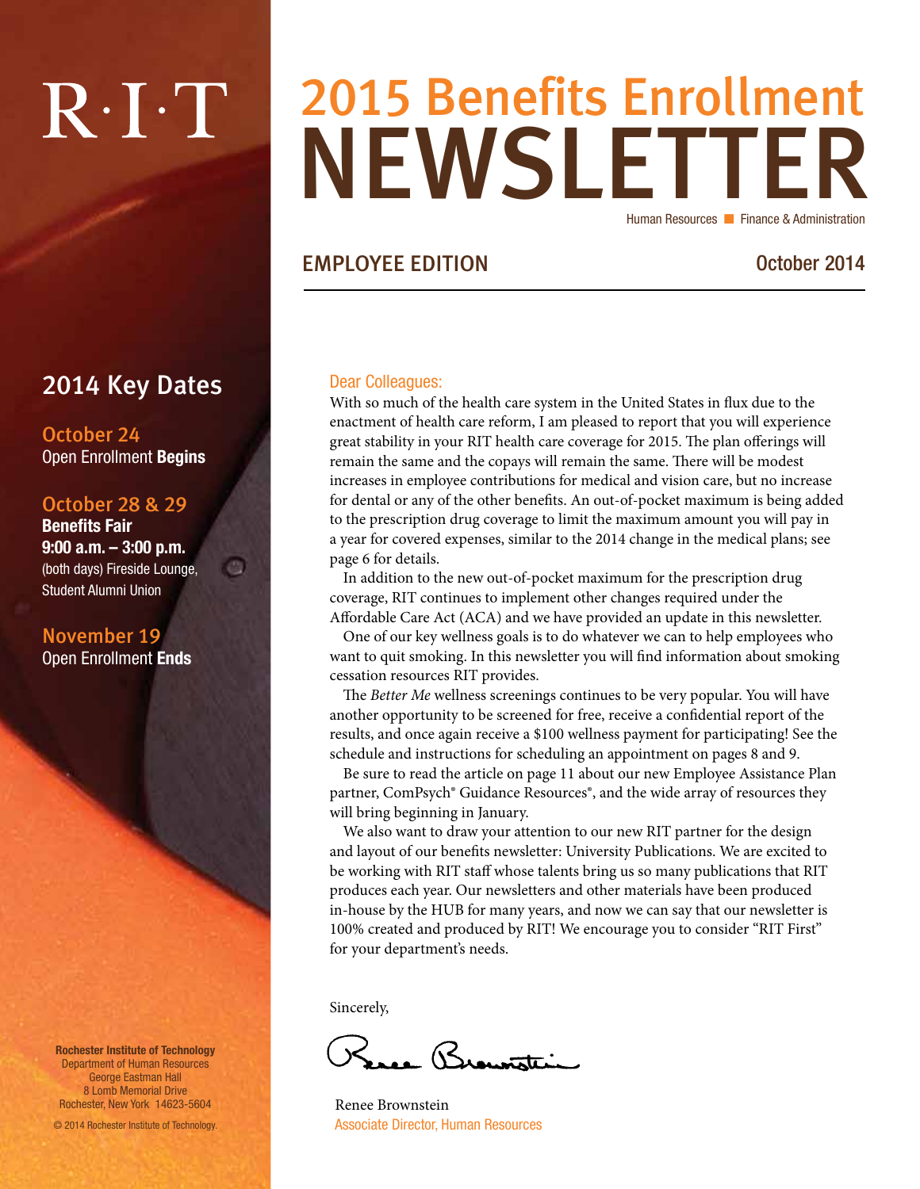R·I·T

# 2015 Benefits Enrollment NEWSLETTER

Human Resources ■ Finance & Administration

## EMPLOYEE EDITION

October 2014

## 2014 Key Dates

**October 24**
Open Enrollment **Begins**

**October 28 & 29**
**Benefits Fair**
**9:00 a.m. – 3:00 p.m.**
(both days) Fireside Lounge, Student Alumni Union

**November 19**
Open Enrollment **Ends**

Dear Colleagues:

With so much of the health care system in the United States in flux due to the enactment of health care reform, I am pleased to report that you will experience great stability in your RIT health care coverage for 2015. The plan offerings will remain the same and the copays will remain the same. There will be modest increases in employee contributions for medical and vision care, but no increase for dental or any of the other benefits. An out-of-pocket maximum is being added to the prescription drug coverage to limit the maximum amount you will pay in a year for covered expenses, similar to the 2014 change in the medical plans; see page 6 for details.

In addition to the new out-of-pocket maximum for the prescription drug coverage, RIT continues to implement other changes required under the Affordable Care Act (ACA) and we have provided an update in this newsletter.

One of our key wellness goals is to do whatever we can to help employees who want to quit smoking. In this newsletter you will find information about smoking cessation resources RIT provides.

The *Better Me* wellness screenings continues to be very popular. You will have another opportunity to be screened for free, receive a confidential report of the results, and once again receive a $100 wellness payment for participating! See the schedule and instructions for scheduling an appointment on pages 8 and 9.

Be sure to read the article on page 11 about our new Employee Assistance Plan partner, ComPsych® Guidance Resources®, and the wide array of resources they will bring beginning in January.

We also want to draw your attention to our new RIT partner for the design and layout of our benefits newsletter: University Publications. We are excited to be working with RIT staff whose talents bring us so many publications that RIT produces each year. Our newsletters and other materials have been produced in-house by the HUB for many years, and now we can say that our newsletter is 100% created and produced by RIT! We encourage you to consider "RIT First" for your department's needs.

Sincerely,

Renee Brownstein
Associate Director, Human Resources

**Rochester Institute of Technology**
Department of Human Resources
George Eastman Hall
8 Lomb Memorial Drive
Rochester, New York 14623-5604

© 2014 Rochester Institute of Technology.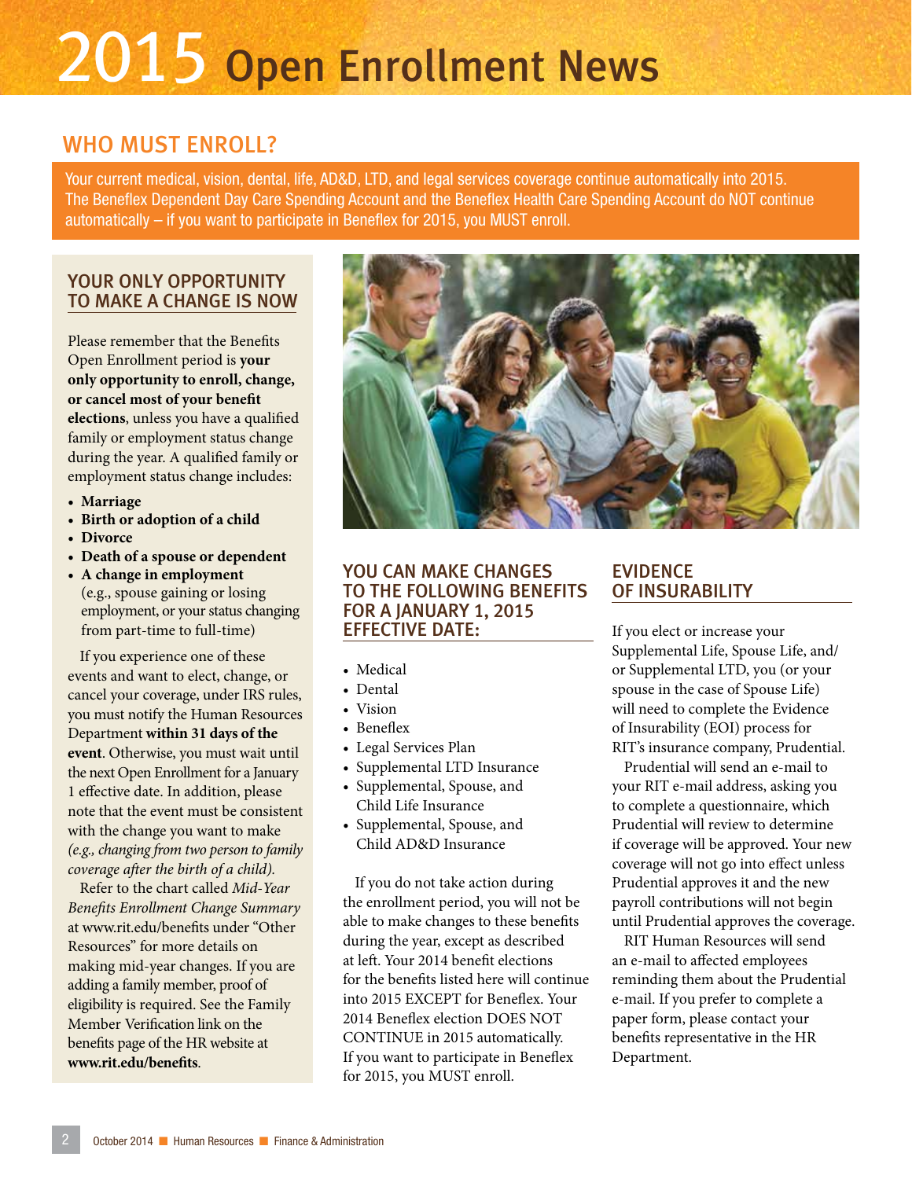# 2015 Open Enrollment News

## WHO MUST ENROLL?

Your current medical, vision, dental, life, AD&D, LTD, and legal services coverage continue automatically into 2015. The Beneflex Dependent Day Care Spending Account and the Beneflex Health Care Spending Account do NOT continue automatically – if you want to participate in Beneflex for 2015, you MUST enroll.

### YOUR ONLY OPPORTUNITY TO MAKE A CHANGE IS NOW

Please remember that the Benefits Open Enrollment period is **your only opportunity to enroll, change, or cancel most of your benefit elections**, unless you have a qualified family or employment status change during the year. A qualified family or employment status change includes:

- **Marriage**
- **Birth or adoption of a child**
- **Divorce**
- **Death of a spouse or dependent**
- **A change in employment** (e.g., spouse gaining or losing employment, or your status changing from part-time to full-time)

If you experience one of these events and want to elect, change, or cancel your coverage, under IRS rules, you must notify the Human Resources Department **within 31 days of the event**. Otherwise, you must wait until the next Open Enrollment for a January 1 effective date. In addition, please note that the event must be consistent with the change you want to make *(e.g., changing from two person to family coverage after the birth of a child).*

Refer to the chart called *Mid-Year Benefits Enrollment Change Summary* at www.rit.edu/benefits under "Other Resources" for more details on making mid-year changes. If you are adding a family member, proof of eligibility is required. See the Family Member Verification link on the benefits page of the HR website at **www.rit.edu/benefits**.

### YOU CAN MAKE CHANGES TO THE FOLLOWING BENEFITS FOR A JANUARY 1, 2015 EFFECTIVE DATE:

- Medical
- Dental
- Vision
- Beneflex
- Legal Services Plan
- Supplemental LTD Insurance
- Supplemental, Spouse, and Child Life Insurance
- Supplemental, Spouse, and Child AD&D Insurance

If you do not take action during the enrollment period, you will not be able to make changes to these benefits during the year, except as described at left. Your 2014 benefit elections for the benefits listed here will continue into 2015 EXCEPT for Beneflex. Your 2014 Beneflex election DOES NOT CONTINUE in 2015 automatically. If you want to participate in Beneflex for 2015, you MUST enroll.

### EVIDENCE OF INSURABILITY

If you elect or increase your Supplemental Life, Spouse Life, and/or Supplemental LTD, you (or your spouse in the case of Spouse Life) will need to complete the Evidence of Insurability (EOI) process for RIT's insurance company, Prudential.

Prudential will send an e-mail to your RIT e-mail address, asking you to complete a questionnaire, which Prudential will review to determine if coverage will be approved. Your new coverage will not go into effect unless Prudential approves it and the new payroll contributions will not begin until Prudential approves the coverage.

RIT Human Resources will send an e-mail to affected employees reminding them about the Prudential e-mail. If you prefer to complete a paper form, please contact your benefits representative in the HR Department.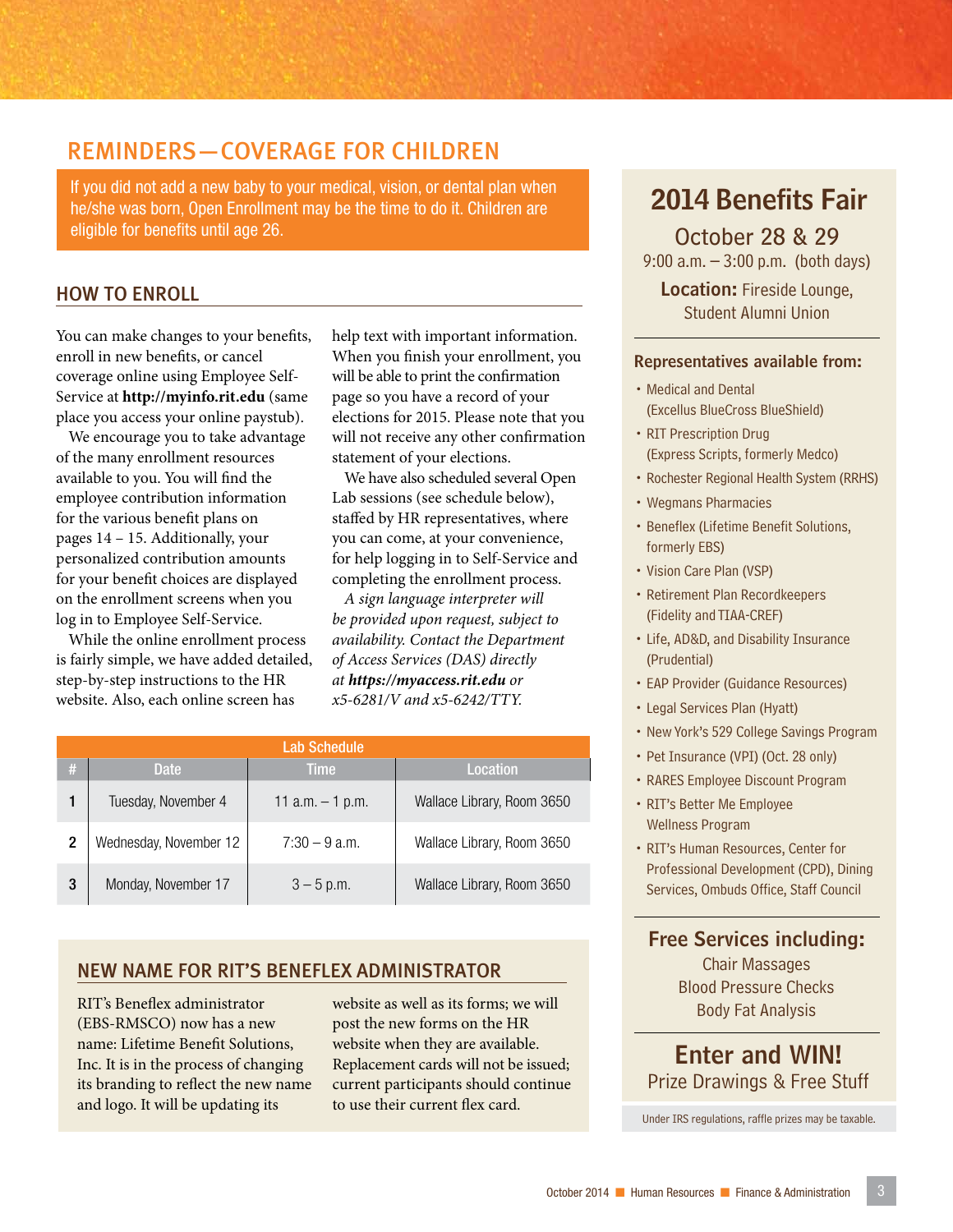## REMINDERS—COVERAGE FOR CHILDREN

If you did not add a new baby to your medical, vision, or dental plan when he/she was born, Open Enrollment may be the time to do it. Children are eligible for benefits until age 26.

### HOW TO ENROLL

You can make changes to your benefits, enroll in new benefits, or cancel coverage online using Employee Self-Service at **http://myinfo.rit.edu** (same place you access your online paystub).

We encourage you to take advantage of the many enrollment resources available to you. You will find the employee contribution information for the various benefit plans on pages 14 – 15. Additionally, your personalized contribution amounts for your benefit choices are displayed on the enrollment screens when you log in to Employee Self-Service.

While the online enrollment process is fairly simple, we have added detailed, step-by-step instructions to the HR website. Also, each online screen has help text with important information. When you finish your enrollment, you will be able to print the confirmation page so you have a record of your elections for 2015. Please note that you will not receive any other confirmation statement of your elections.

We have also scheduled several Open Lab sessions (see schedule below), staffed by HR representatives, where you can come, at your convenience, for help logging in to Self-Service and completing the enrollment process.

*A sign language interpreter will be provided upon request, subject to availability. Contact the Department of Access Services (DAS) directly at **https://myaccess.rit.edu** or x5-6281/V and x5-6242/TTY.*

| Lab Schedule | | | |
|---|---|---|---|
| # | Date | Time | Location |
| 1 | Tuesday, November 4 | 11 a.m. – 1 p.m. | Wallace Library, Room 3650 |
| 2 | Wednesday, November 12 | 7:30 – 9 a.m. | Wallace Library, Room 3650 |
| 3 | Monday, November 17 | 3 – 5 p.m. | Wallace Library, Room 3650 |

### NEW NAME FOR RIT'S BENEFLEX ADMINISTRATOR

RIT's Beneflex administrator (EBS-RMSCO) now has a new name: Lifetime Benefit Solutions, Inc. It is in the process of changing its branding to reflect the new name and logo. It will be updating its website as well as its forms; we will post the new forms on the HR website when they are available. Replacement cards will not be issued; current participants should continue to use their current flex card.

## 2014 Benefits Fair

October 28 & 29

9:00 a.m. – 3:00 p.m. (both days)

**Location:** Fireside Lounge, Student Alumni Union

**Representatives available from:**

- Medical and Dental (Excellus BlueCross BlueShield)
- RIT Prescription Drug (Express Scripts, formerly Medco)
- Rochester Regional Health System (RRHS)
- Wegmans Pharmacies
- Beneflex (Lifetime Benefit Solutions, formerly EBS)
- Vision Care Plan (VSP)
- Retirement Plan Recordkeepers (Fidelity and TIAA-CREF)
- Life, AD&D, and Disability Insurance (Prudential)
- EAP Provider (Guidance Resources)
- Legal Services Plan (Hyatt)
- New York's 529 College Savings Program
- Pet Insurance (VPI) (Oct. 28 only)
- RARES Employee Discount Program
- RIT's Better Me Employee Wellness Program
- RIT's Human Resources, Center for Professional Development (CPD), Dining Services, Ombuds Office, Staff Council

**Free Services including:**

Chair Massages
Blood Pressure Checks
Body Fat Analysis

**Enter and WIN!**

Prize Drawings & Free Stuff

Under IRS regulations, raffle prizes may be taxable.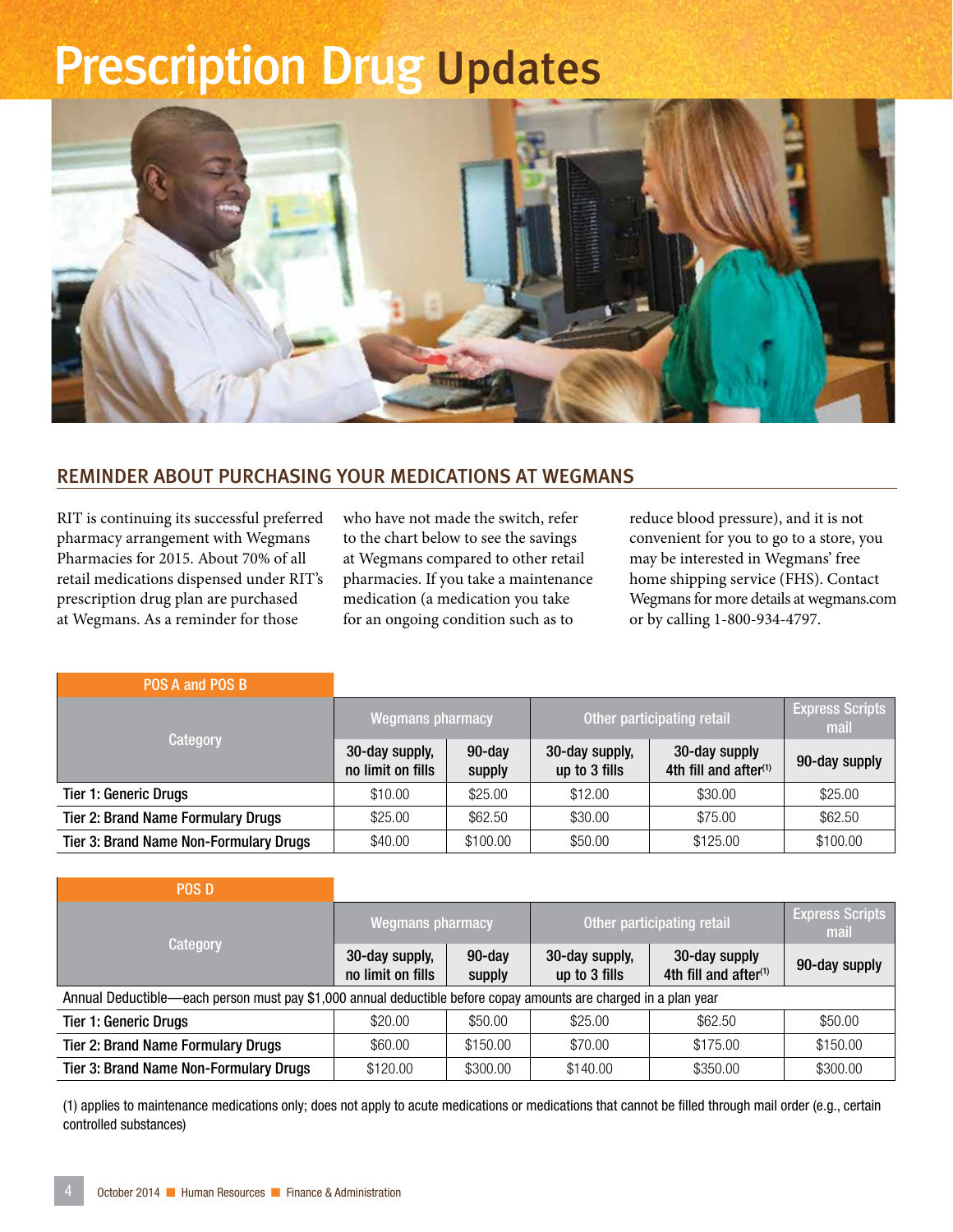# Prescription Drug Updates

## REMINDER ABOUT PURCHASING YOUR MEDICATIONS AT WEGMANS

RIT is continuing its successful preferred pharmacy arrangement with Wegmans Pharmacies for 2015. About 70% of all retail medications dispensed under RIT's prescription drug plan are purchased at Wegmans. As a reminder for those who have not made the switch, refer to the chart below to see the savings at Wegmans compared to other retail pharmacies. If you take a maintenance medication (a medication you take for an ongoing condition such as to reduce blood pressure), and it is not convenient for you to go to a store, you may be interested in Wegmans' free home shipping service (FHS). Contact Wegmans for more details at wegmans.com or by calling 1-800-934-4797.

| POS A and POS B | | | | | |
|---|---|---|---|---|---|
| Category | Wegmans pharmacy | | Other participating retail | | Express Scripts mail |
| | 30-day supply, no limit on fills | 90-day supply | 30-day supply, up to 3 fills | 30-day supply 4th fill and after(1) | 90-day supply |
| Tier 1: Generic Drugs | $10.00 | $25.00 | $12.00 | $30.00 | $25.00 |
| Tier 2: Brand Name Formulary Drugs | $25.00 | $62.50 | $30.00 | $75.00 | $62.50 |
| Tier 3: Brand Name Non-Formulary Drugs | $40.00 | $100.00 | $50.00 | $125.00 | $100.00 |

| POS D | | | | | |
|---|---|---|---|---|---|
| Category | Wegmans pharmacy | | Other participating retail | | Express Scripts mail |
| | 30-day supply, no limit on fills | 90-day supply | 30-day supply, up to 3 fills | 30-day supply 4th fill and after(1) | 90-day supply |
| Annual Deductible—each person must pay $1,000 annual deductible before copay amounts are charged in a plan year | | | | | |
| Tier 1: Generic Drugs | $20.00 | $50.00 | $25.00 | $62.50 | $50.00 |
| Tier 2: Brand Name Formulary Drugs | $60.00 | $150.00 | $70.00 | $175.00 | $150.00 |
| Tier 3: Brand Name Non-Formulary Drugs | $120.00 | $300.00 | $140.00 | $350.00 | $300.00 |

(1) applies to maintenance medications only; does not apply to acute medications or medications that cannot be filled through mail order (e.g., certain controlled substances)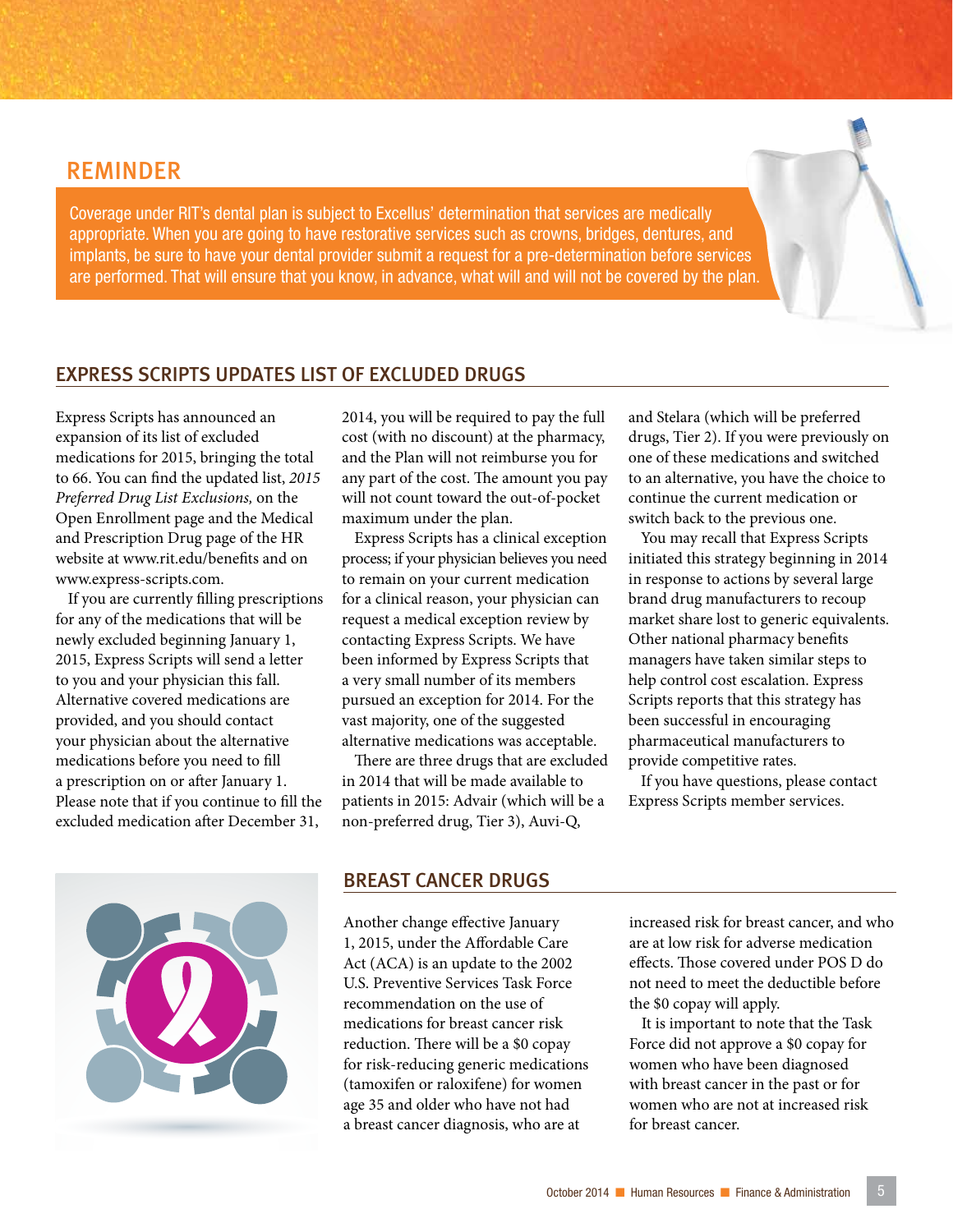## REMINDER

Coverage under RIT's dental plan is subject to Excellus' determination that services are medically appropriate. When you are going to have restorative services such as crowns, bridges, dentures, and implants, be sure to have your dental provider submit a request for a pre-determination before services are performed. That will ensure that you know, in advance, what will and will not be covered by the plan.

## EXPRESS SCRIPTS UPDATES LIST OF EXCLUDED DRUGS

Express Scripts has announced an expansion of its list of excluded medications for 2015, bringing the total to 66. You can find the updated list, *2015 Preferred Drug List Exclusions,* on the Open Enrollment page and the Medical and Prescription Drug page of the HR website at www.rit.edu/benefits and on www.express-scripts.com.

If you are currently filling prescriptions for any of the medications that will be newly excluded beginning January 1, 2015, Express Scripts will send a letter to you and your physician this fall. Alternative covered medications are provided, and you should contact your physician about the alternative medications before you need to fill a prescription on or after January 1. Please note that if you continue to fill the excluded medication after December 31, 2014, you will be required to pay the full cost (with no discount) at the pharmacy, and the Plan will not reimburse you for any part of the cost. The amount you pay will not count toward the out-of-pocket maximum under the plan.

Express Scripts has a clinical exception process; if your physician believes you need to remain on your current medication for a clinical reason, your physician can request a medical exception review by contacting Express Scripts. We have been informed by Express Scripts that a very small number of its members pursued an exception for 2014. For the vast majority, one of the suggested alternative medications was acceptable.

There are three drugs that are excluded in 2014 that will be made available to patients in 2015: Advair (which will be a non-preferred drug, Tier 3), Auvi-Q, and Stelara (which will be preferred drugs, Tier 2). If you were previously on one of these medications and switched to an alternative, you have the choice to continue the current medication or switch back to the previous one.

You may recall that Express Scripts initiated this strategy beginning in 2014 in response to actions by several large brand drug manufacturers to recoup market share lost to generic equivalents. Other national pharmacy benefits managers have taken similar steps to help control cost escalation. Express Scripts reports that this strategy has been successful in encouraging pharmaceutical manufacturers to provide competitive rates.

If you have questions, please contact Express Scripts member services.

## BREAST CANCER DRUGS

Another change effective January 1, 2015, under the Affordable Care Act (ACA) is an update to the 2002 U.S. Preventive Services Task Force recommendation on the use of medications for breast cancer risk reduction. There will be a $0 copay for risk-reducing generic medications (tamoxifen or raloxifene) for women age 35 and older who have not had a breast cancer diagnosis, who are at increased risk for breast cancer, and who are at low risk for adverse medication effects. Those covered under POS D do not need to meet the deductible before the $0 copay will apply.

It is important to note that the Task Force did not approve a $0 copay for women who have been diagnosed with breast cancer in the past or for women who are not at increased risk for breast cancer.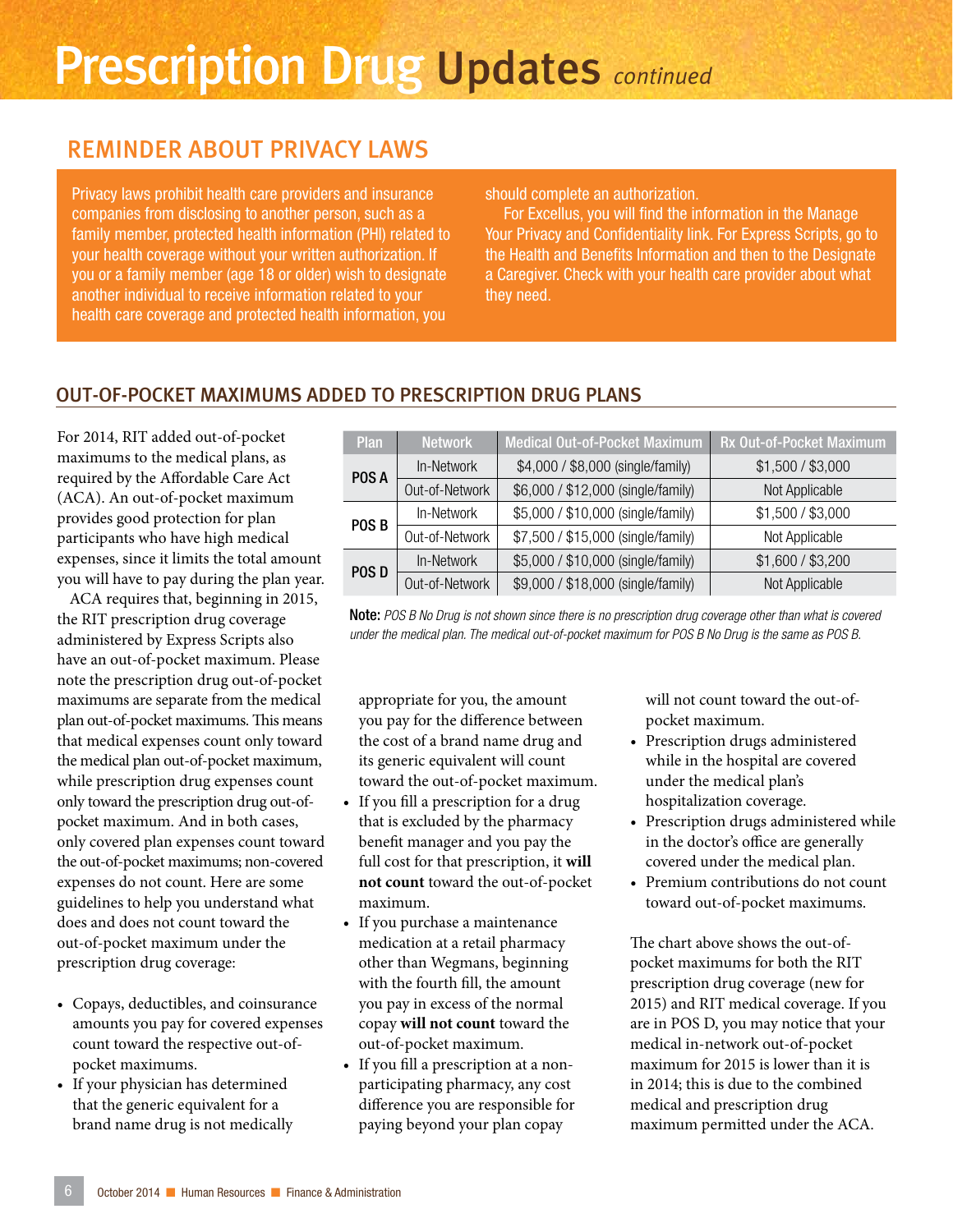# Prescription Drug Updates *continued*

## REMINDER ABOUT PRIVACY LAWS

Privacy laws prohibit health care providers and insurance companies from disclosing to another person, such as a family member, protected health information (PHI) related to your health coverage without your written authorization. If you or a family member (age 18 or older) wish to designate another individual to receive information related to your health care coverage and protected health information, you should complete an authorization.

For Excellus, you will find the information in the Manage Your Privacy and Confidentiality link. For Express Scripts, go to the Health and Benefits Information and then to the Designate a Caregiver. Check with your health care provider about what they need.

## OUT-OF-POCKET MAXIMUMS ADDED TO PRESCRIPTION DRUG PLANS

For 2014, RIT added out-of-pocket maximums to the medical plans, as required by the Affordable Care Act (ACA). An out-of-pocket maximum provides good protection for plan participants who have high medical expenses, since it limits the total amount you will have to pay during the plan year.

ACA requires that, beginning in 2015, the RIT prescription drug coverage administered by Express Scripts also have an out-of-pocket maximum. Please note the prescription drug out-of-pocket maximums are separate from the medical plan out-of-pocket maximums. This means that medical expenses count only toward the medical plan out-of-pocket maximum, while prescription drug expenses count only toward the prescription drug out-of-pocket maximum. And in both cases, only covered plan expenses count toward the out-of-pocket maximums; non-covered expenses do not count. Here are some guidelines to help you understand what does and does not count toward the out-of-pocket maximum under the prescription drug coverage:

| Plan | Network | Medical Out-of-Pocket Maximum | Rx Out-of-Pocket Maximum |
|---|---|---|---|
| POS A | In-Network | $4,000 / $8,000 (single/family) | $1,500 / $3,000 |
| | Out-of-Network | $6,000 / $12,000 (single/family) | Not Applicable |
| POS B | In-Network | $5,000 / $10,000 (single/family) | $1,500 / $3,000 |
| | Out-of-Network | $7,500 / $15,000 (single/family) | Not Applicable |
| POS D | In-Network | $5,000 / $10,000 (single/family) | $1,600 / $3,200 |
| | Out-of-Network | $9,000 / $18,000 (single/family) | Not Applicable |

**Note:** *POS B No Drug is not shown since there is no prescription drug coverage other than what is covered under the medical plan. The medical out-of-pocket maximum for POS B No Drug is the same as POS B.*

- Copays, deductibles, and coinsurance amounts you pay for covered expenses count toward the respective out-of-pocket maximums.
- If your physician has determined that the generic equivalent for a brand name drug is not medically appropriate for you, the amount you pay for the difference between the cost of a brand name drug and its generic equivalent will count toward the out-of-pocket maximum.
- If you fill a prescription for a drug that is excluded by the pharmacy benefit manager and you pay the full cost for that prescription, it **will not count** toward the out-of-pocket maximum.
- If you purchase a maintenance medication at a retail pharmacy other than Wegmans, beginning with the fourth fill, the amount you pay in excess of the normal copay **will not count** toward the out-of-pocket maximum.
- If you fill a prescription at a non-participating pharmacy, any cost difference you are responsible for paying beyond your plan copay will not count toward the out-of-pocket maximum.
- Prescription drugs administered while in the hospital are covered under the medical plan's hospitalization coverage.
- Prescription drugs administered while in the doctor's office are generally covered under the medical plan.
- Premium contributions do not count toward out-of-pocket maximums.

The chart above shows the out-of-pocket maximums for both the RIT prescription drug coverage (new for 2015) and RIT medical coverage. If you are in POS D, you may notice that your medical in-network out-of-pocket maximum for 2015 is lower than it is in 2014; this is due to the combined medical and prescription drug maximum permitted under the ACA.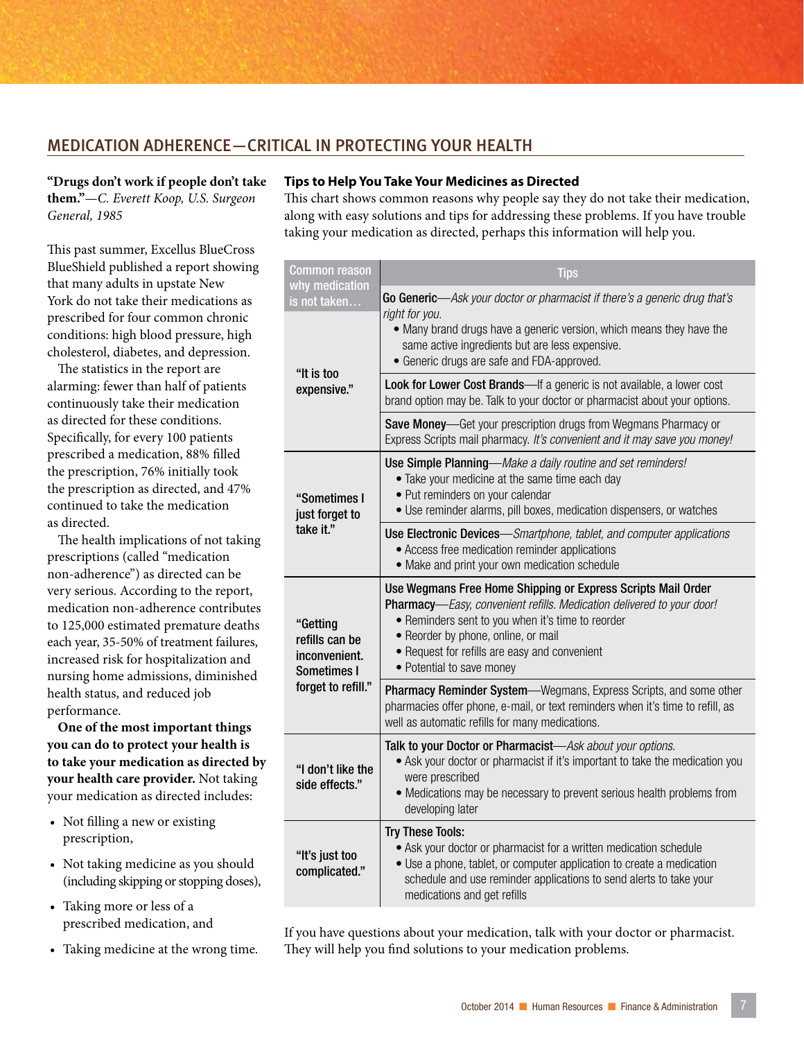## MEDICATION ADHERENCE—CRITICAL IN PROTECTING YOUR HEALTH

**"Drugs don't work if people don't take them."**—*C. Everett Koop, U.S. Surgeon General, 1985*

This past summer, Excellus BlueCross BlueShield published a report showing that many adults in upstate New York do not take their medications as prescribed for four common chronic conditions: high blood pressure, high cholesterol, diabetes, and depression.

The statistics in the report are alarming: fewer than half of patients continuously take their medication as directed for these conditions. Specifically, for every 100 patients prescribed a medication, 88% filled the prescription, 76% initially took the prescription as directed, and 47% continued to take the medication as directed.

The health implications of not taking prescriptions (called "medication non-adherence") as directed can be very serious. According to the report, medication non-adherence contributes to 125,000 estimated premature deaths each year, 35-50% of treatment failures, increased risk for hospitalization and nursing home admissions, diminished health status, and reduced job performance.

**One of the most important things you can do to protect your health is to take your medication as directed by your health care provider.** Not taking your medication as directed includes:

- Not filling a new or existing prescription,
- Not taking medicine as you should (including skipping or stopping doses),
- Taking more or less of a prescribed medication, and
- Taking medicine at the wrong time.

### Tips to Help You Take Your Medicines as Directed

This chart shows common reasons why people say they do not take their medication, along with easy solutions and tips for addressing these problems. If you have trouble taking your medication as directed, perhaps this information will help you.

| Common reason why medication is not taken… | Tips |
|---|---|
| "It is too expensive." | **Go Generic**—*Ask your doctor or pharmacist if there's a generic drug that's right for you.* • Many brand drugs have a generic version, which means they have the same active ingredients but are less expensive. • Generic drugs are safe and FDA-approved. |
| | **Look for Lower Cost Brands**—If a generic is not available, a lower cost brand option may be. Talk to your doctor or pharmacist about your options. |
| | **Save Money**—Get your prescription drugs from Wegmans Pharmacy or Express Scripts mail pharmacy. *It's convenient and it may save you money!* |
| "Sometimes I just forget to take it." | **Use Simple Planning**—*Make a daily routine and set reminders!* • Take your medicine at the same time each day • Put reminders on your calendar • Use reminder alarms, pill boxes, medication dispensers, or watches |
| | **Use Electronic Devices**—*Smartphone, tablet, and computer applications* • Access free medication reminder applications • Make and print your own medication schedule |
| "Getting refills can be inconvenient. Sometimes I forget to refill." | **Use Wegmans Free Home Shipping or Express Scripts Mail Order Pharmacy**—*Easy, convenient refills. Medication delivered to your door!* • Reminders sent to you when it's time to reorder • Reorder by phone, online, or mail • Request for refills are easy and convenient • Potential to save money |
| | **Pharmacy Reminder System**—Wegmans, Express Scripts, and some other pharmacies offer phone, e-mail, or text reminders when it's time to refill, as well as automatic refills for many medications. |
| "I don't like the side effects." | **Talk to your Doctor or Pharmacist**—*Ask about your options.* • Ask your doctor or pharmacist if it's important to take the medication you were prescribed • Medications may be necessary to prevent serious health problems from developing later |
| "It's just too complicated." | **Try These Tools:** • Ask your doctor or pharmacist for a written medication schedule • Use a phone, tablet, or computer application to create a medication schedule and use reminder applications to send alerts to take your medications and get refills |

If you have questions about your medication, talk with your doctor or pharmacist. They will help you find solutions to your medication problems.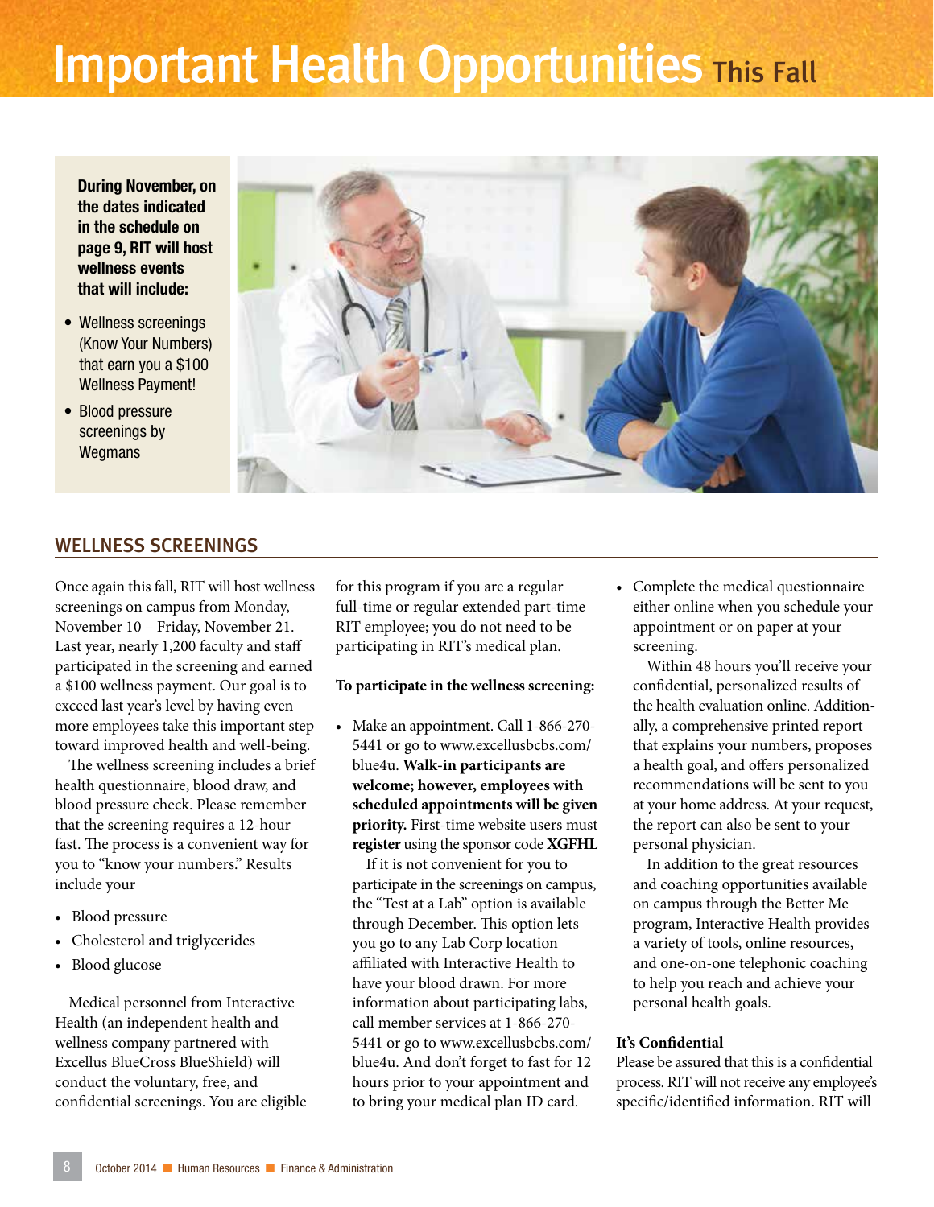# Important Health Opportunities This Fall

**During November, on the dates indicated in the schedule on page 9, RIT will host wellness events that will include:**

- Wellness screenings (Know Your Numbers) that earn you a $100 Wellness Payment!
- Blood pressure screenings by Wegmans

## WELLNESS SCREENINGS

Once again this fall, RIT will host wellness screenings on campus from Monday, November 10 – Friday, November 21. Last year, nearly 1,200 faculty and staff participated in the screening and earned a $100 wellness payment. Our goal is to exceed last year's level by having even more employees take this important step toward improved health and well-being.

The wellness screening includes a brief health questionnaire, blood draw, and blood pressure check. Please remember that the screening requires a 12-hour fast. The process is a convenient way for you to "know your numbers." Results include your

- Blood pressure
- Cholesterol and triglycerides
- Blood glucose

Medical personnel from Interactive Health (an independent health and wellness company partnered with Excellus BlueCross BlueShield) will conduct the voluntary, free, and confidential screenings. You are eligible for this program if you are a regular full-time or regular extended part-time RIT employee; you do not need to be participating in RIT's medical plan.

**To participate in the wellness screening:**

- Make an appointment. Call 1-866-270-5441 or go to www.excellusbcbs.com/blue4u. **Walk-in participants are welcome; however, employees with scheduled appointments will be given priority.** First-time website users must **register** using the sponsor code **XGFHL**

  If it is not convenient for you to participate in the screenings on campus, the "Test at a Lab" option is available through December. This option lets you go to any Lab Corp location affiliated with Interactive Health to have your blood drawn. For more information about participating labs, call member services at 1-866-270-5441 or go to www.excellusbcbs.com/blue4u. And don't forget to fast for 12 hours prior to your appointment and to bring your medical plan ID card.

- Complete the medical questionnaire either online when you schedule your appointment or on paper at your screening.

  Within 48 hours you'll receive your confidential, personalized results of the health evaluation online. Additionally, a comprehensive printed report that explains your numbers, proposes a health goal, and offers personalized recommendations will be sent to you at your home address. At your request, the report can also be sent to your personal physician.

  In addition to the great resources and coaching opportunities available on campus through the Better Me program, Interactive Health provides a variety of tools, online resources, and one-on-one telephonic coaching to help you reach and achieve your personal health goals.

**It's Confidential**

Please be assured that this is a confidential process. RIT will not receive any employee's specific/identified information. RIT will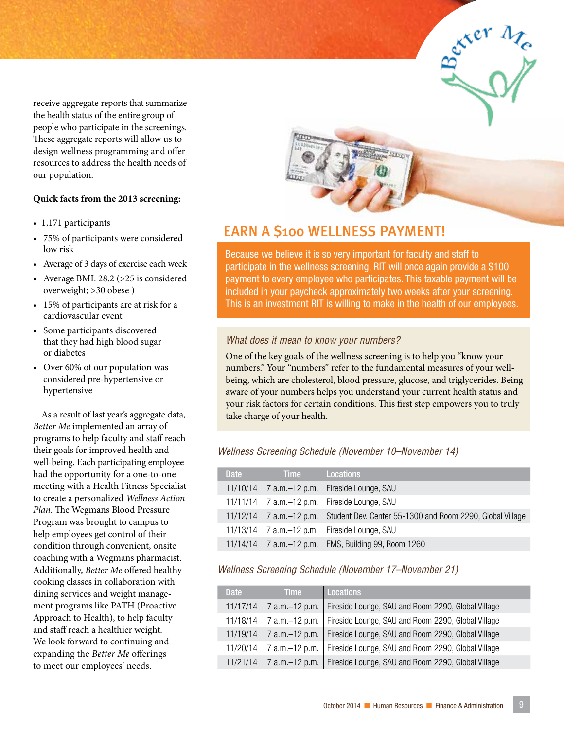receive aggregate reports that summarize the health status of the entire group of people who participate in the screenings. These aggregate reports will allow us to design wellness programming and offer resources to address the health needs of our population.

**Quick facts from the 2013 screening:**

- 1,171 participants
- 75% of participants were considered low risk
- Average of 3 days of exercise each week
- Average BMI: 28.2 (>25 is considered overweight; >30 obese )
- 15% of participants are at risk for a cardiovascular event
- Some participants discovered that they had high blood sugar or diabetes
- Over 60% of our population was considered pre-hypertensive or hypertensive

As a result of last year's aggregate data, *Better Me* implemented an array of programs to help faculty and staff reach their goals for improved health and well-being. Each participating employee had the opportunity for a one-to-one meeting with a Health Fitness Specialist to create a personalized *Wellness Action Plan*. The Wegmans Blood Pressure Program was brought to campus to help employees get control of their condition through convenient, onsite coaching with a Wegmans pharmacist. Additionally, *Better Me* offered healthy cooking classes in collaboration with dining services and weight management programs like PATH (Proactive Approach to Health), to help faculty and staff reach a healthier weight. We look forward to continuing and expanding the *Better Me* offerings to meet our employees' needs.

## EARN A $100 WELLNESS PAYMENT!

Because we believe it is so very important for faculty and staff to participate in the wellness screening, RIT will once again provide a $100 payment to every employee who participates. This taxable payment will be included in your paycheck approximately two weeks after your screening. This is an investment RIT is willing to make in the health of our employees.

### *What does it mean to know your numbers?*

One of the key goals of the wellness screening is to help you "know your numbers." Your "numbers" refer to the fundamental measures of your well-being, which are cholesterol, blood pressure, glucose, and triglycerides. Being aware of your numbers helps you understand your current health status and your risk factors for certain conditions. This first step empowers you to truly take charge of your health.

### *Wellness Screening Schedule (November 10–November 14)*

| Date | Time | Locations |
| --- | --- | --- |
| 11/10/14 | 7 a.m.–12 p.m. | Fireside Lounge, SAU |
| 11/11/14 | 7 a.m.–12 p.m. | Fireside Lounge, SAU |
| 11/12/14 | 7 a.m.–12 p.m. | Student Dev. Center 55-1300 and Room 2290, Global Village |
| 11/13/14 | 7 a.m.–12 p.m. | Fireside Lounge, SAU |
| 11/14/14 | 7 a.m.–12 p.m. | FMS, Building 99, Room 1260 |

### *Wellness Screening Schedule (November 17–November 21)*

| Date | Time | Locations |
| --- | --- | --- |
| 11/17/14 | 7 a.m.–12 p.m. | Fireside Lounge, SAU and Room 2290, Global Village |
| 11/18/14 | 7 a.m.–12 p.m. | Fireside Lounge, SAU and Room 2290, Global Village |
| 11/19/14 | 7 a.m.–12 p.m. | Fireside Lounge, SAU and Room 2290, Global Village |
| 11/20/14 | 7 a.m.–12 p.m. | Fireside Lounge, SAU and Room 2290, Global Village |
| 11/21/14 | 7 a.m.–12 p.m. | Fireside Lounge, SAU and Room 2290, Global Village |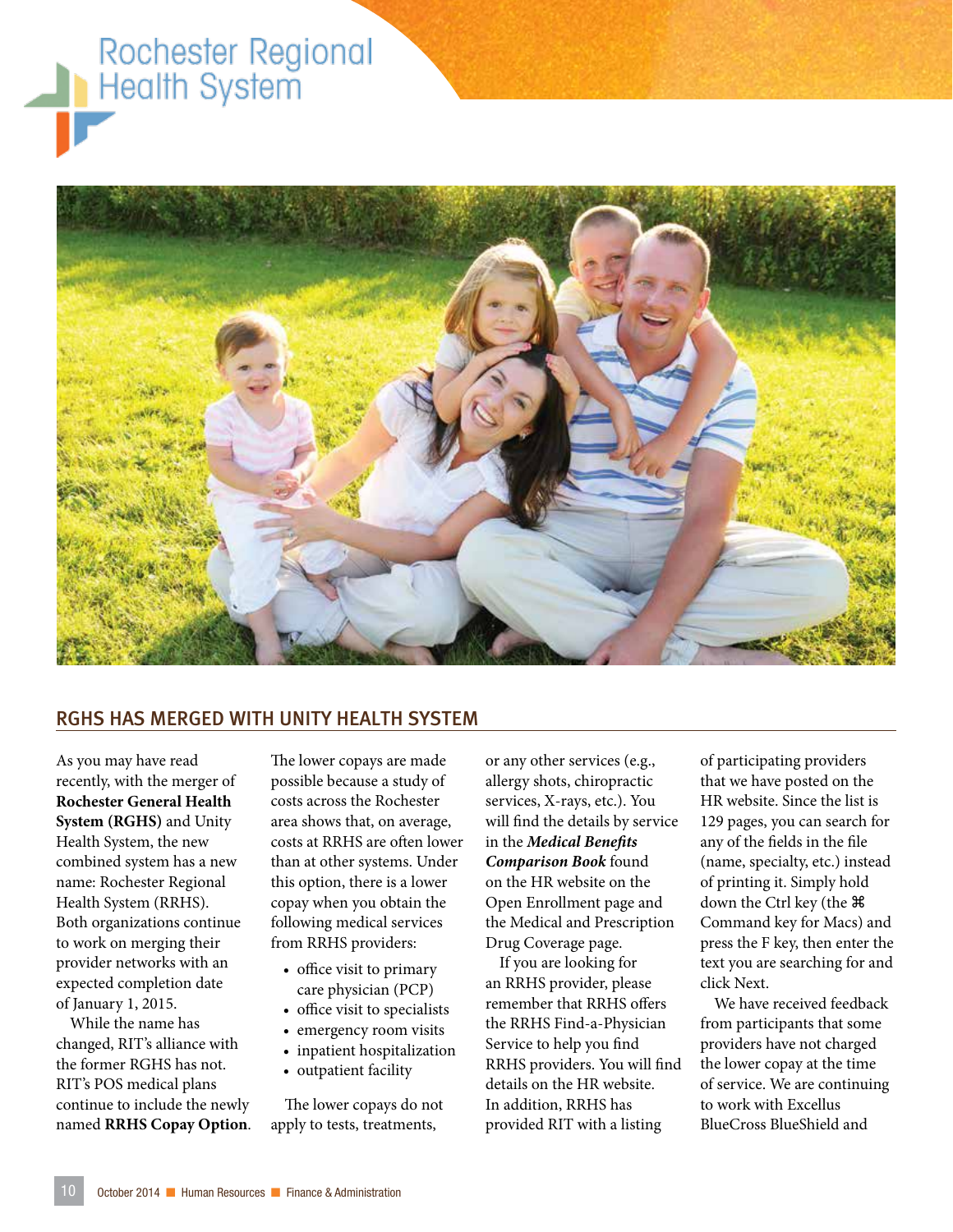Rochester Regional Health System

## RGHS HAS MERGED WITH UNITY HEALTH SYSTEM

As you may have read recently, with the merger of **Rochester General Health System (RGHS)** and Unity Health System, the new combined system has a new name: Rochester Regional Health System (RRHS). Both organizations continue to work on merging their provider networks with an expected completion date of January 1, 2015.

While the name has changed, RIT's alliance with the former RGHS has not. RIT's POS medical plans continue to include the newly named **RRHS Copay Option**.

The lower copays are made possible because a study of costs across the Rochester area shows that, on average, costs at RRHS are often lower than at other systems. Under this option, there is a lower copay when you obtain the following medical services from RRHS providers:

- office visit to primary care physician (PCP)
- office visit to specialists
- emergency room visits
- inpatient hospitalization
- outpatient facility

The lower copays do not apply to tests, treatments, or any other services (e.g., allergy shots, chiropractic services, X-rays, etc.). You will find the details by service in the ***Medical Benefits Comparison Book*** found on the HR website on the Open Enrollment page and the Medical and Prescription Drug Coverage page.

If you are looking for an RRHS provider, please remember that RRHS offers the RRHS Find-a-Physician Service to help you find RRHS providers. You will find details on the HR website. In addition, RRHS has provided RIT with a listing of participating providers that we have posted on the HR website. Since the list is 129 pages, you can search for any of the fields in the file (name, specialty, etc.) instead of printing it. Simply hold down the Ctrl key (the ⌘ Command key for Macs) and press the F key, then enter the text you are searching for and click Next.

We have received feedback from participants that some providers have not charged the lower copay at the time of service. We are continuing to work with Excellus BlueCross BlueShield and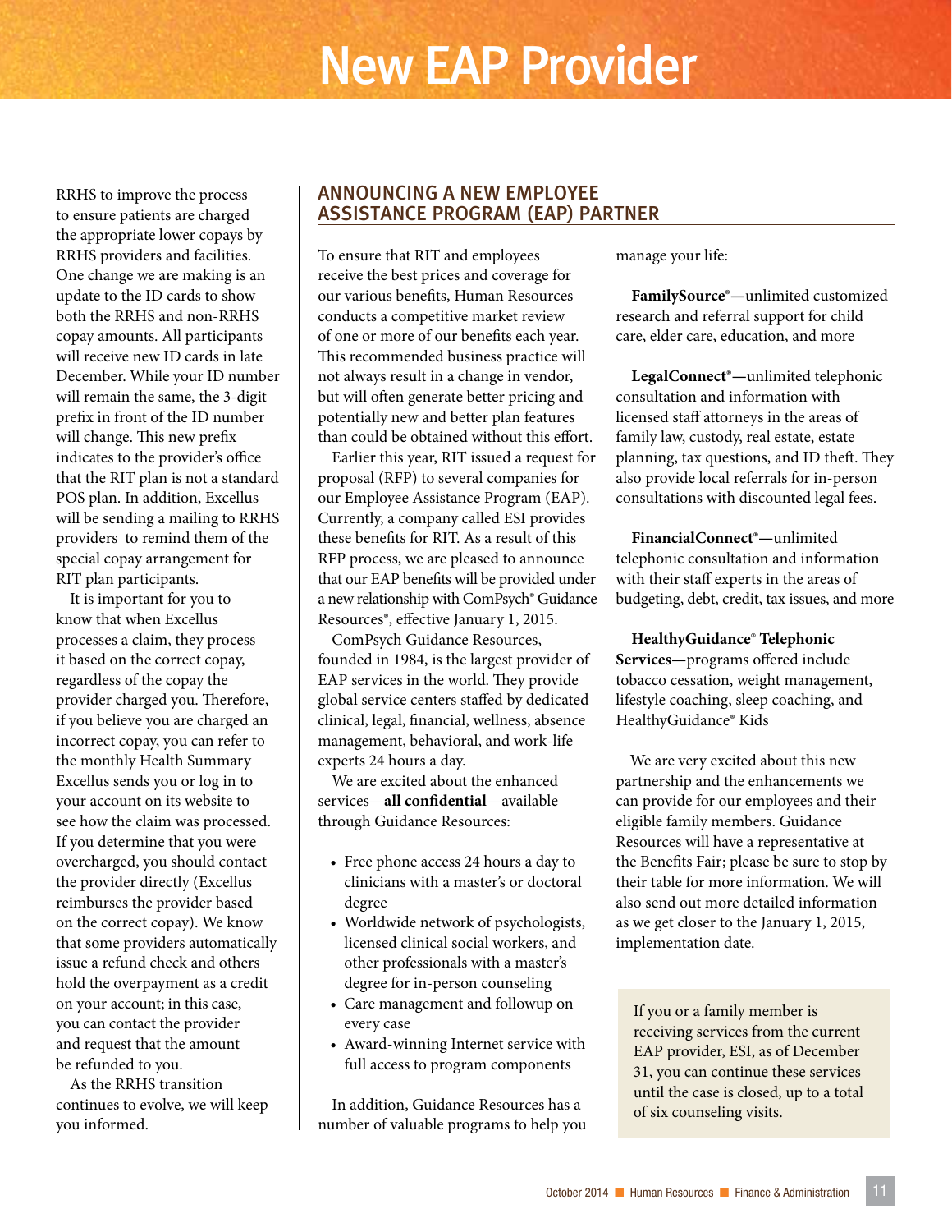# New EAP Provider

RRHS to improve the process to ensure patients are charged the appropriate lower copays by RRHS providers and facilities. One change we are making is an update to the ID cards to show both the RRHS and non-RRHS copay amounts. All participants will receive new ID cards in late December. While your ID number will remain the same, the 3-digit prefix in front of the ID number will change. This new prefix indicates to the provider's office that the RIT plan is not a standard POS plan. In addition, Excellus will be sending a mailing to RRHS providers to remind them of the special copay arrangement for RIT plan participants.

It is important for you to know that when Excellus processes a claim, they process it based on the correct copay, regardless of the copay the provider charged you. Therefore, if you believe you are charged an incorrect copay, you can refer to the monthly Health Summary Excellus sends you or log in to your account on its website to see how the claim was processed. If you determine that you were overcharged, you should contact the provider directly (Excellus reimburses the provider based on the correct copay). We know that some providers automatically issue a refund check and others hold the overpayment as a credit on your account; in this case, you can contact the provider and request that the amount be refunded to you.

As the RRHS transition continues to evolve, we will keep you informed.

## ANNOUNCING A NEW EMPLOYEE ASSISTANCE PROGRAM (EAP) PARTNER

To ensure that RIT and employees receive the best prices and coverage for our various benefits, Human Resources conducts a competitive market review of one or more of our benefits each year. This recommended business practice will not always result in a change in vendor, but will often generate better pricing and potentially new and better plan features than could be obtained without this effort.

Earlier this year, RIT issued a request for proposal (RFP) to several companies for our Employee Assistance Program (EAP). Currently, a company called ESI provides these benefits for RIT. As a result of this RFP process, we are pleased to announce that our EAP benefits will be provided under a new relationship with ComPsych® Guidance Resources®, effective January 1, 2015.

ComPsych Guidance Resources, founded in 1984, is the largest provider of EAP services in the world. They provide global service centers staffed by dedicated clinical, legal, financial, wellness, absence management, behavioral, and work-life experts 24 hours a day.

We are excited about the enhanced services—**all confidential**—available through Guidance Resources:

- Free phone access 24 hours a day to clinicians with a master's or doctoral degree
- Worldwide network of psychologists, licensed clinical social workers, and other professionals with a master's degree for in-person counseling
- Care management and followup on every case
- Award-winning Internet service with full access to program components

In addition, Guidance Resources has a number of valuable programs to help you manage your life:

**FamilySource®—**unlimited customized research and referral support for child care, elder care, education, and more

**LegalConnect®—**unlimited telephonic consultation and information with licensed staff attorneys in the areas of family law, custody, real estate, estate planning, tax questions, and ID theft. They also provide local referrals for in-person consultations with discounted legal fees.

**FinancialConnect®—**unlimited telephonic consultation and information with their staff experts in the areas of budgeting, debt, credit, tax issues, and more

**HealthyGuidance® Telephonic Services—**programs offered include tobacco cessation, weight management, lifestyle coaching, sleep coaching, and HealthyGuidance® Kids

We are very excited about this new partnership and the enhancements we can provide for our employees and their eligible family members. Guidance Resources will have a representative at the Benefits Fair; please be sure to stop by their table for more information. We will also send out more detailed information as we get closer to the January 1, 2015, implementation date.

> If you or a family member is receiving services from the current EAP provider, ESI, as of December 31, you can continue these services until the case is closed, up to a total of six counseling visits.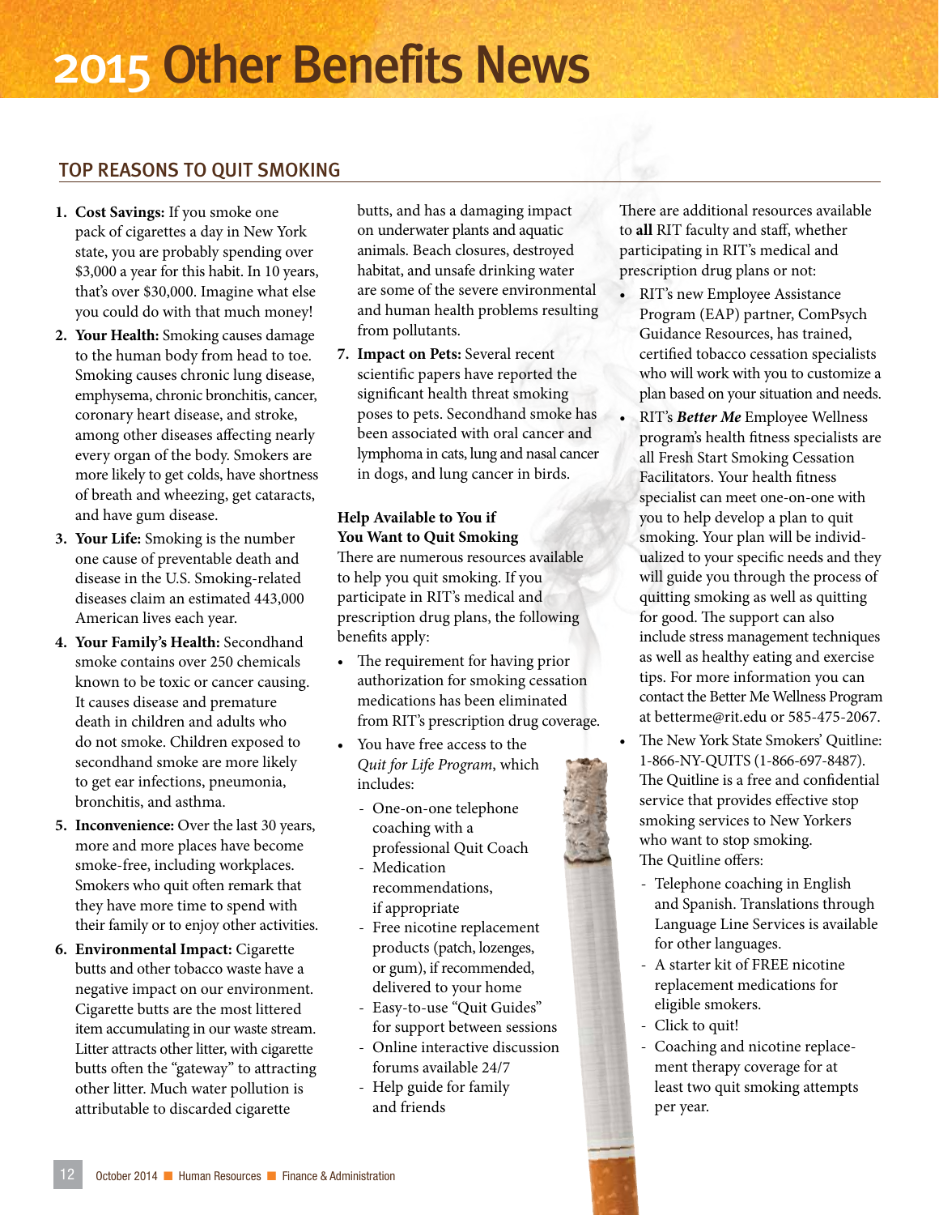# 2015 Other Benefits News

## TOP REASONS TO QUIT SMOKING

1. **Cost Savings:** If you smoke one pack of cigarettes a day in New York state, you are probably spending over $3,000 a year for this habit. In 10 years, that's over $30,000. Imagine what else you could do with that much money!
2. **Your Health:** Smoking causes damage to the human body from head to toe. Smoking causes chronic lung disease, emphysema, chronic bronchitis, cancer, coronary heart disease, and stroke, among other diseases affecting nearly every organ of the body. Smokers are more likely to get colds, have shortness of breath and wheezing, get cataracts, and have gum disease.
3. **Your Life:** Smoking is the number one cause of preventable death and disease in the U.S. Smoking-related diseases claim an estimated 443,000 American lives each year.
4. **Your Family's Health:** Secondhand smoke contains over 250 chemicals known to be toxic or cancer causing. It causes disease and premature death in children and adults who do not smoke. Children exposed to secondhand smoke are more likely to get ear infections, pneumonia, bronchitis, and asthma.
5. **Inconvenience:** Over the last 30 years, more and more places have become smoke-free, including workplaces. Smokers who quit often remark that they have more time to spend with their family or to enjoy other activities.
6. **Environmental Impact:** Cigarette butts and other tobacco waste have a negative impact on our environment. Cigarette butts are the most littered item accumulating in our waste stream. Litter attracts other litter, with cigarette butts often the "gateway" to attracting other litter. Much water pollution is attributable to discarded cigarette butts, and has a damaging impact on underwater plants and aquatic animals. Beach closures, destroyed habitat, and unsafe drinking water are some of the severe environmental and human health problems resulting from pollutants.
7. **Impact on Pets:** Several recent scientific papers have reported the significant health threat smoking poses to pets. Secondhand smoke has been associated with oral cancer and lymphoma in cats, lung and nasal cancer in dogs, and lung cancer in birds.

### Help Available to You if You Want to Quit Smoking

There are numerous resources available to help you quit smoking. If you participate in RIT's medical and prescription drug plans, the following benefits apply:

- The requirement for having prior authorization for smoking cessation medications has been eliminated from RIT's prescription drug coverage.
- You have free access to the *Quit for Life Program*, which includes:
  - One-on-one telephone coaching with a professional Quit Coach
  - Medication recommendations, if appropriate
  - Free nicotine replacement products (patch, lozenges, or gum), if recommended, delivered to your home
  - Easy-to-use "Quit Guides" for support between sessions
  - Online interactive discussion forums available 24/7
  - Help guide for family and friends

There are additional resources available to **all** RIT faculty and staff, whether participating in RIT's medical and prescription drug plans or not:

- RIT's new Employee Assistance Program (EAP) partner, ComPsych Guidance Resources, has trained, certified tobacco cessation specialists who will work with you to customize a plan based on your situation and needs.
- RIT's ***Better Me*** Employee Wellness program's health fitness specialists are all Fresh Start Smoking Cessation Facilitators. Your health fitness specialist can meet one-on-one with you to help develop a plan to quit smoking. Your plan will be individualized to your specific needs and they will guide you through the process of quitting smoking as well as quitting for good. The support can also include stress management techniques as well as healthy eating and exercise tips. For more information you can contact the Better Me Wellness Program at betterme@rit.edu or 585-475-2067.
- The New York State Smokers' Quitline: 1-866-NY-QUITS (1-866-697-8487). The Quitline is a free and confidential service that provides effective stop smoking services to New Yorkers who want to stop smoking. The Quitline offers:
  - Telephone coaching in English and Spanish. Translations through Language Line Services is available for other languages.
  - A starter kit of FREE nicotine replacement medications for eligible smokers.
  - Click to quit!
  - Coaching and nicotine replacement therapy coverage for at least two quit smoking attempts per year.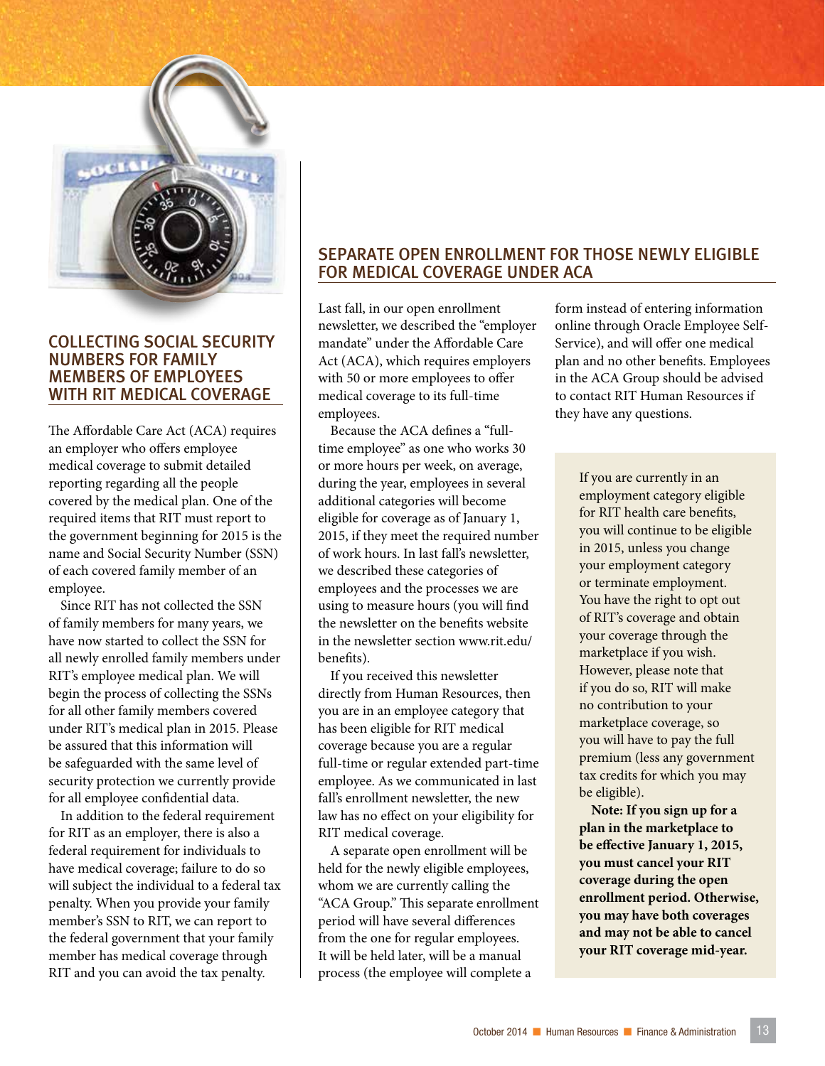## COLLECTING SOCIAL SECURITY NUMBERS FOR FAMILY MEMBERS OF EMPLOYEES WITH RIT MEDICAL COVERAGE

The Affordable Care Act (ACA) requires an employer who offers employee medical coverage to submit detailed reporting regarding all the people covered by the medical plan. One of the required items that RIT must report to the government beginning for 2015 is the name and Social Security Number (SSN) of each covered family member of an employee.

Since RIT has not collected the SSN of family members for many years, we have now started to collect the SSN for all newly enrolled family members under RIT's employee medical plan. We will begin the process of collecting the SSNs for all other family members covered under RIT's medical plan in 2015. Please be assured that this information will be safeguarded with the same level of security protection we currently provide for all employee confidential data.

In addition to the federal requirement for RIT as an employer, there is also a federal requirement for individuals to have medical coverage; failure to do so will subject the individual to a federal tax penalty. When you provide your family member's SSN to RIT, we can report to the federal government that your family member has medical coverage through RIT and you can avoid the tax penalty.

## SEPARATE OPEN ENROLLMENT FOR THOSE NEWLY ELIGIBLE FOR MEDICAL COVERAGE UNDER ACA

Last fall, in our open enrollment newsletter, we described the "employer mandate" under the Affordable Care Act (ACA), which requires employers with 50 or more employees to offer medical coverage to its full-time employees.

Because the ACA defines a "full-time employee" as one who works 30 or more hours per week, on average, during the year, employees in several additional categories will become eligible for coverage as of January 1, 2015, if they meet the required number of work hours. In last fall's newsletter, we described these categories of employees and the processes we are using to measure hours (you will find the newsletter on the benefits website in the newsletter section www.rit.edu/benefits).

If you received this newsletter directly from Human Resources, then you are in an employee category that has been eligible for RIT medical coverage because you are a regular full-time or regular extended part-time employee. As we communicated in last fall's enrollment newsletter, the new law has no effect on your eligibility for RIT medical coverage.

A separate open enrollment will be held for the newly eligible employees, whom we are currently calling the "ACA Group." This separate enrollment period will have several differences from the one for regular employees. It will be held later, will be a manual process (the employee will complete a form instead of entering information online through Oracle Employee Self-Service), and will offer one medical plan and no other benefits. Employees in the ACA Group should be advised to contact RIT Human Resources if they have any questions.

If you are currently in an employment category eligible for RIT health care benefits, you will continue to be eligible in 2015, unless you change your employment category or terminate employment. You have the right to opt out of RIT's coverage and obtain your coverage through the marketplace if you wish. However, please note that if you do so, RIT will make no contribution to your marketplace coverage, so you will have to pay the full premium (less any government tax credits for which you may be eligible).

**Note: If you sign up for a plan in the marketplace to be effective January 1, 2015, you must cancel your RIT coverage during the open enrollment period. Otherwise, you may have both coverages and may not be able to cancel your RIT coverage mid-year.**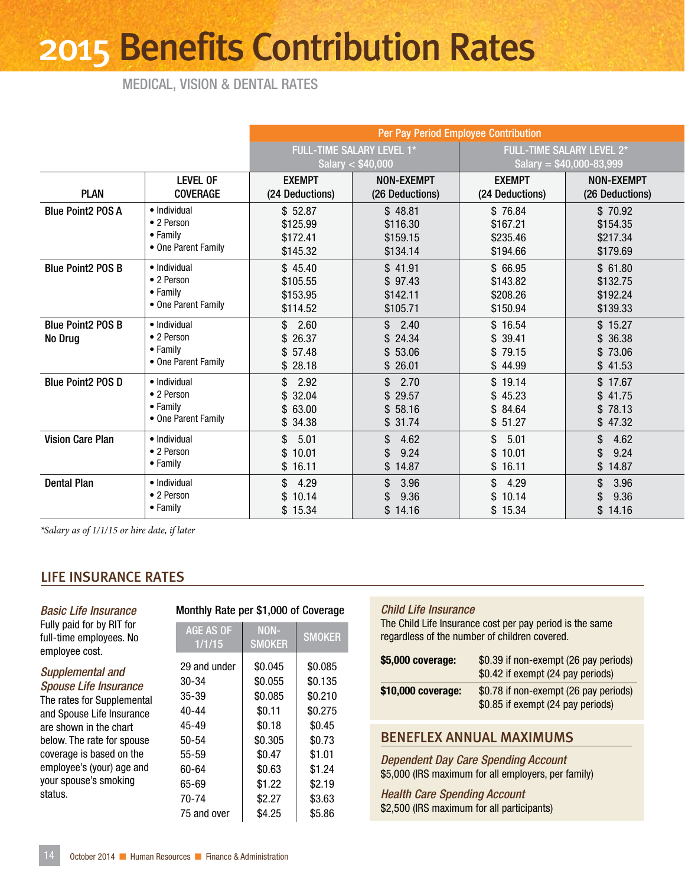# 2015 Benefits Contribution Rates

## MEDICAL, VISION & DENTAL RATES

| | | Per Pay Period Employee Contribution | | | |
|---|---|---|---|---|---|
| | | FULL-TIME SALARY LEVEL 1* Salary < $40,000 | | FULL-TIME SALARY LEVEL 2* Salary = $40,000-83,999 | |
| PLAN | LEVEL OF COVERAGE | EXEMPT (24 Deductions) | NON-EXEMPT (26 Deductions) | EXEMPT (24 Deductions) | NON-EXEMPT (26 Deductions) |
| Blue Point2 POS A | • Individual | $ 52.87 | $ 48.81 | $ 76.84 | $ 70.92 |
| | • 2 Person | $125.99 | $116.30 | $167.21 | $154.35 |
| | • Family | $172.41 | $159.15 | $235.46 | $217.34 |
| | • One Parent Family | $145.32 | $134.14 | $194.66 | $179.69 |
| Blue Point2 POS B | • Individual | $ 45.40 | $ 41.91 | $ 66.95 | $ 61.80 |
| | • 2 Person | $105.55 | $ 97.43 | $143.82 | $132.75 |
| | • Family | $153.95 | $142.11 | $208.26 | $192.24 |
| | • One Parent Family | $114.52 | $105.71 | $150.94 | $139.33 |
| Blue Point2 POS B No Drug | • Individual | $ 2.60 | $ 2.40 | $ 16.54 | $ 15.27 |
| | • 2 Person | $ 26.37 | $ 24.34 | $ 39.41 | $ 36.38 |
| | • Family | $ 57.48 | $ 53.06 | $ 79.15 | $ 73.06 |
| | • One Parent Family | $ 28.18 | $ 26.01 | $ 44.99 | $ 41.53 |
| Blue Point2 POS D | • Individual | $ 2.92 | $ 2.70 | $ 19.14 | $ 17.67 |
| | • 2 Person | $ 32.04 | $ 29.57 | $ 45.23 | $ 41.75 |
| | • Family | $ 63.00 | $ 58.16 | $ 84.64 | $ 78.13 |
| | • One Parent Family | $ 34.38 | $ 31.74 | $ 51.27 | $ 47.32 |
| Vision Care Plan | • Individual | $ 5.01 | $ 4.62 | $ 5.01 | $ 4.62 |
| | • 2 Person | $ 10.01 | $ 9.24 | $ 10.01 | $ 9.24 |
| | • Family | $ 16.11 | $ 14.87 | $ 16.11 | $ 14.87 |
| Dental Plan | • Individual | $ 4.29 | $ 3.96 | $ 4.29 | $ 3.96 |
| | • 2 Person | $ 10.14 | $ 9.36 | $ 10.14 | $ 9.36 |
| | • Family | $ 15.34 | $ 14.16 | $ 15.34 | $ 14.16 |

*\*Salary as of 1/1/15 or hire date, if later*

## LIFE INSURANCE RATES

### *Basic Life Insurance*

Fully paid for by RIT for full-time employees. No employee cost.

### *Supplemental and Spouse Life Insurance*

The rates for Supplemental and Spouse Life Insurance are shown in the chart below. The rate for spouse coverage is based on the employee's (your) age and your spouse's smoking status.

**Monthly Rate per $1,000 of Coverage**

| AGE AS OF 1/1/15 | NON-SMOKER | SMOKER |
|---|---|---|
| 29 and under | $0.045 | $0.085 |
| 30-34 | $0.055 | $0.135 |
| 35-39 | $0.085 | $0.210 |
| 40-44 | $0.11 | $0.275 |
| 45-49 | $0.18 | $0.45 |
| 50-54 | $0.305 | $0.73 |
| 55-59 | $0.47 | $1.01 |
| 60-64 | $0.63 | $1.24 |
| 65-69 | $1.22 | $2.19 |
| 70-74 | $2.27 | $3.63 |
| 75 and over | $4.25 | $5.86 |

### *Child Life Insurance*

The Child Life Insurance cost per pay period is the same regardless of the number of children covered.

| | |
|---|---|
| **$5,000 coverage:** | $0.39 if non-exempt (26 pay periods) $0.42 if exempt (24 pay periods) |
| **$10,000 coverage:** | $0.78 if non-exempt (26 pay periods) $0.85 if exempt (24 pay periods) |

## BENEFLEX ANNUAL MAXIMUMS

### *Dependent Day Care Spending Account*

$5,000 (IRS maximum for all employers, per family)

### *Health Care Spending Account*

$2,500 (IRS maximum for all participants)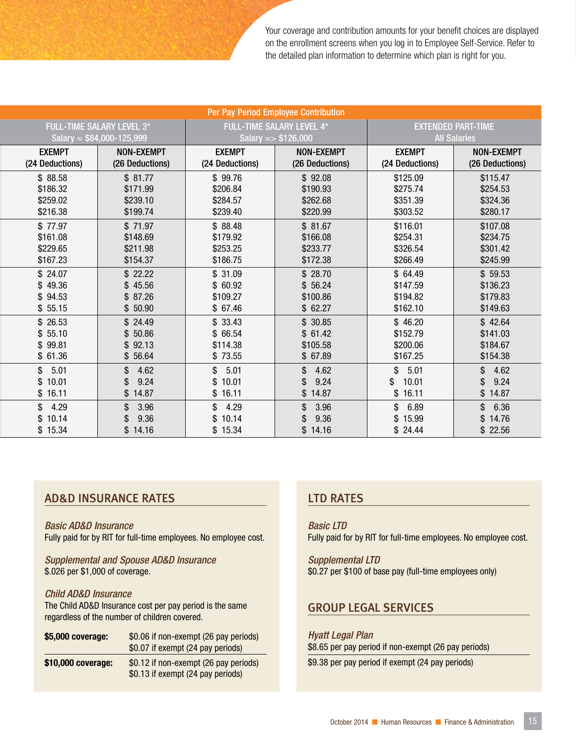Your coverage and contribution amounts for your benefit choices are displayed on the enrollment screens when you log in to Employee Self-Service. Refer to the detailed plan information to determine which plan is right for you.

| Per Pay Period Employee Contribution | | | | | |
|---|---|---|---|---|---|
| FULL-TIME SALARY LEVEL 3* Salary = $84,000-125,999 | | FULL-TIME SALARY LEVEL 4* Salary => $126,000 | | EXTENDED PART-TIME All Salaries | |
| EXEMPT (24 Deductions) | NON-EXEMPT (26 Deductions) | EXEMPT (24 Deductions) | NON-EXEMPT (26 Deductions) | EXEMPT (24 Deductions) | NON-EXEMPT (26 Deductions) |
| $ 88.58 | $ 81.77 | $ 99.76 | $ 92.08 | $125.09 | $115.47 |
| $186.32 | $171.99 | $206.84 | $190.93 | $275.74 | $254.53 |
| $259.02 | $239.10 | $284.57 | $262.68 | $351.39 | $324.36 |
| $216.38 | $199.74 | $239.40 | $220.99 | $303.52 | $280.17 |
| $ 77.97 | $ 71.97 | $ 88.48 | $ 81.67 | $116.01 | $107.08 |
| $161.08 | $148.69 | $179.92 | $166.08 | $254.31 | $234.75 |
| $229.65 | $211.98 | $253.25 | $233.77 | $326.54 | $301.42 |
| $167.23 | $154.37 | $186.75 | $172.38 | $266.49 | $245.99 |
| $ 24.07 | $ 22.22 | $ 31.09 | $ 28.70 | $ 64.49 | $ 59.53 |
| $ 49.36 | $ 45.56 | $ 60.92 | $ 56.24 | $147.59 | $136.23 |
| $ 94.53 | $ 87.26 | $109.27 | $100.86 | $194.82 | $179.83 |
| $ 55.15 | $ 50.90 | $ 67.46 | $ 62.27 | $162.10 | $149.63 |
| $ 26.53 | $ 24.49 | $ 33.43 | $ 30.85 | $ 46.20 | $ 42.64 |
| $ 55.10 | $ 50.86 | $ 66.54 | $ 61.42 | $152.79 | $141.03 |
| $ 99.81 | $ 92.13 | $114.38 | $105.58 | $200.06 | $184.67 |
| $ 61.36 | $ 56.64 | $ 73.55 | $ 67.89 | $167.25 | $154.38 |
| $ 5.01 | $ 4.62 | $ 5.01 | $ 4.62 | $ 5.01 | $ 4.62 |
| $ 10.01 | $ 9.24 | $ 10.01 | $ 9.24 | $ 10.01 | $ 9.24 |
| $ 16.11 | $ 14.87 | $ 16.11 | $ 14.87 | $ 16.11 | $ 14.87 |
| $ 4.29 | $ 3.96 | $ 4.29 | $ 3.96 | $ 6.89 | $ 6.36 |
| $ 10.14 | $ 9.36 | $ 10.14 | $ 9.36 | $ 15.99 | $ 14.76 |
| $ 15.34 | $ 14.16 | $ 15.34 | $ 14.16 | $ 24.44 | $ 22.56 |

## AD&D INSURANCE RATES

*Basic AD&D Insurance*
Fully paid for by RIT for full-time employees. No employee cost.

*Supplemental and Spouse AD&D Insurance*
$.026 per $1,000 of coverage.

*Child AD&D Insurance*
The Child AD&D Insurance cost per pay period is the same regardless of the number of children covered.

| | |
|---|---|
| **$5,000 coverage:** | $0.06 if non-exempt (26 pay periods) $0.07 if exempt (24 pay periods) |
| **$10,000 coverage:** | $0.12 if non-exempt (26 pay periods) $0.13 if exempt (24 pay periods) |

## LTD RATES

*Basic LTD*
Fully paid for by RIT for full-time employees. No employee cost.

*Supplemental LTD*
$0.27 per $100 of base pay (full-time employees only)

## GROUP LEGAL SERVICES

*Hyatt Legal Plan*
$8.65 per pay period if non-exempt (26 pay periods)

$9.38 per pay period if exempt (24 pay periods)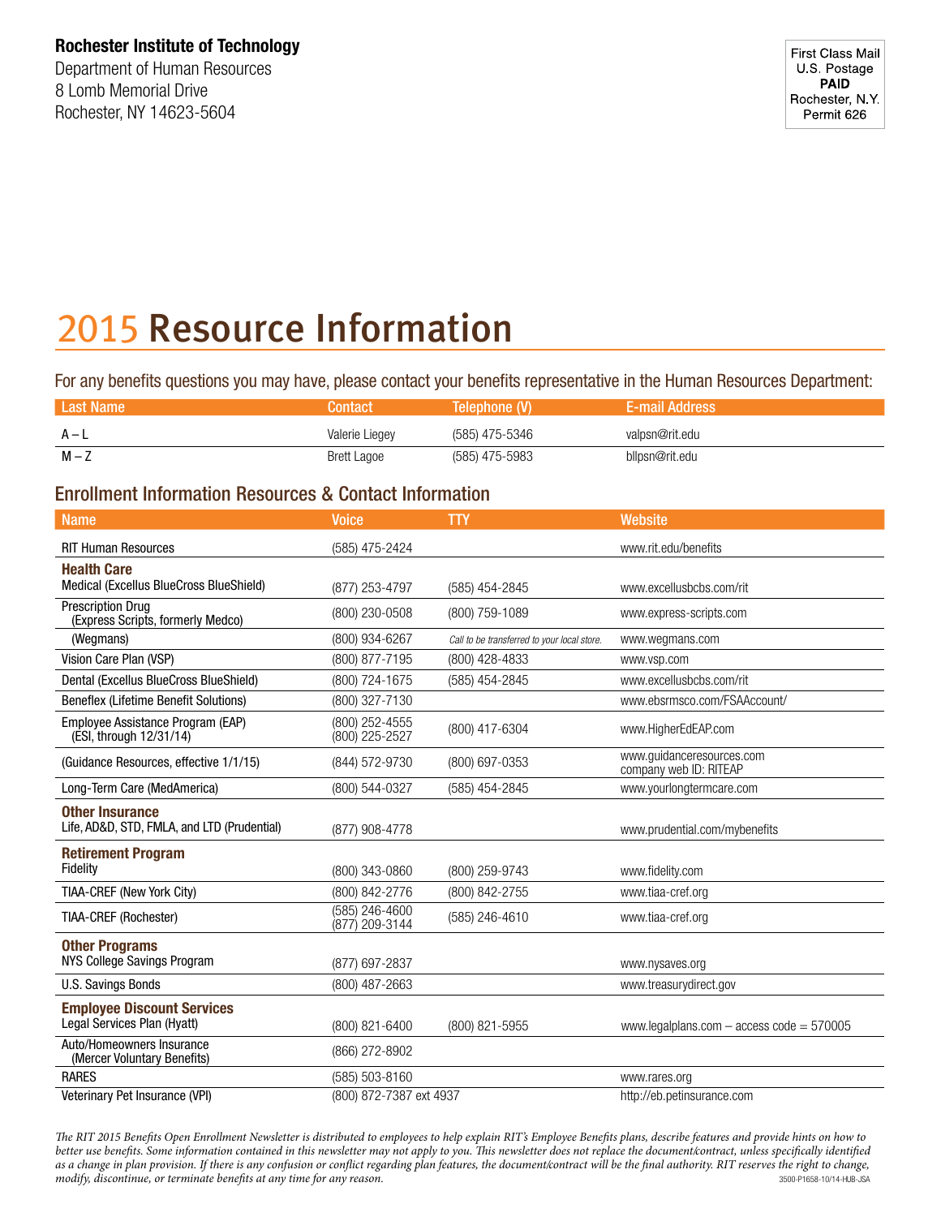**Rochester Institute of Technology**
Department of Human Resources
8 Lomb Memorial Drive
Rochester, NY 14623-5604

First Class Mail
U.S. Postage
**PAID**
Rochester, N.Y.
Permit 626

# 2015 Resource Information

For any benefits questions you may have, please contact your benefits representative in the Human Resources Department:

| Last Name | Contact | Telephone (V) | E-mail Address |
|---|---|---|---|
| A – L | Valerie Liegey | (585) 475-5346 | valpsn@rit.edu |
| M – Z | Brett Lagoe | (585) 475-5983 | bllpsn@rit.edu |

## Enrollment Information Resources & Contact Information

| Name | Voice | TTY | Website |
|---|---|---|---|
| RIT Human Resources | (585) 475-2424 | | www.rit.edu/benefits |
| **Health Care** | | | |
| Medical (Excellus BlueCross BlueShield) | (877) 253-4797 | (585) 454-2845 | www.excellusbcbs.com/rit |
| Prescription Drug (Express Scripts, formerly Medco) | (800) 230-0508 | (800) 759-1089 | www.express-scripts.com |
| (Wegmans) | (800) 934-6267 | *Call to be transferred to your local store.* | www.wegmans.com |
| Vision Care Plan (VSP) | (800) 877-7195 | (800) 428-4833 | www.vsp.com |
| Dental (Excellus BlueCross BlueShield) | (800) 724-1675 | (585) 454-2845 | www.excellusbcbs.com/rit |
| Beneflex (Lifetime Benefit Solutions) | (800) 327-7130 | | www.ebsrmsco.com/FSAAccount/ |
| Employee Assistance Program (EAP) (ESI, through 12/31/14) | (800) 252-4555 (800) 225-2527 | (800) 417-6304 | www.HigherEdEAP.com |
| (Guidance Resources, effective 1/1/15) | (844) 572-9730 | (800) 697-0353 | www.guidanceresources.com company web ID: RITEAP |
| Long-Term Care (MedAmerica) | (800) 544-0327 | (585) 454-2845 | www.yourlongtermcare.com |
| **Other Insurance** | | | |
| Life, AD&D, STD, FMLA, and LTD (Prudential) | (877) 908-4778 | | www.prudential.com/mybenefits |
| **Retirement Program** | | | |
| Fidelity | (800) 343-0860 | (800) 259-9743 | www.fidelity.com |
| TIAA-CREF (New York City) | (800) 842-2776 | (800) 842-2755 | www.tiaa-cref.org |
| TIAA-CREF (Rochester) | (585) 246-4600 (877) 209-3144 | (585) 246-4610 | www.tiaa-cref.org |
| **Other Programs** | | | |
| NYS College Savings Program | (877) 697-2837 | | www.nysaves.org |
| U.S. Savings Bonds | (800) 487-2663 | | www.treasurydirect.gov |
| **Employee Discount Services** | | | |
| Legal Services Plan (Hyatt) | (800) 821-6400 | (800) 821-5955 | www.legalplans.com – access code = 570005 |
| Auto/Homeowners Insurance (Mercer Voluntary Benefits) | (866) 272-8902 | | |
| RARES | (585) 503-8160 | | www.rares.org |
| Veterinary Pet Insurance (VPI) | (800) 872-7387 ext 4937 | | http://eb.petinsurance.com |

*The RIT 2015 Benefits Open Enrollment Newsletter is distributed to employees to help explain RIT's Employee Benefits plans, describe features and provide hints on how to better use benefits. Some information contained in this newsletter may not apply to you. This newsletter does not replace the document/contract, unless specifically identified as a change in plan provision. If there is any confusion or conflict regarding plan features, the document/contract will be the final authority. RIT reserves the right to change, modify, discontinue, or terminate benefits at any time for any reason.*

3500-P1658-10/14-HUB-JSA